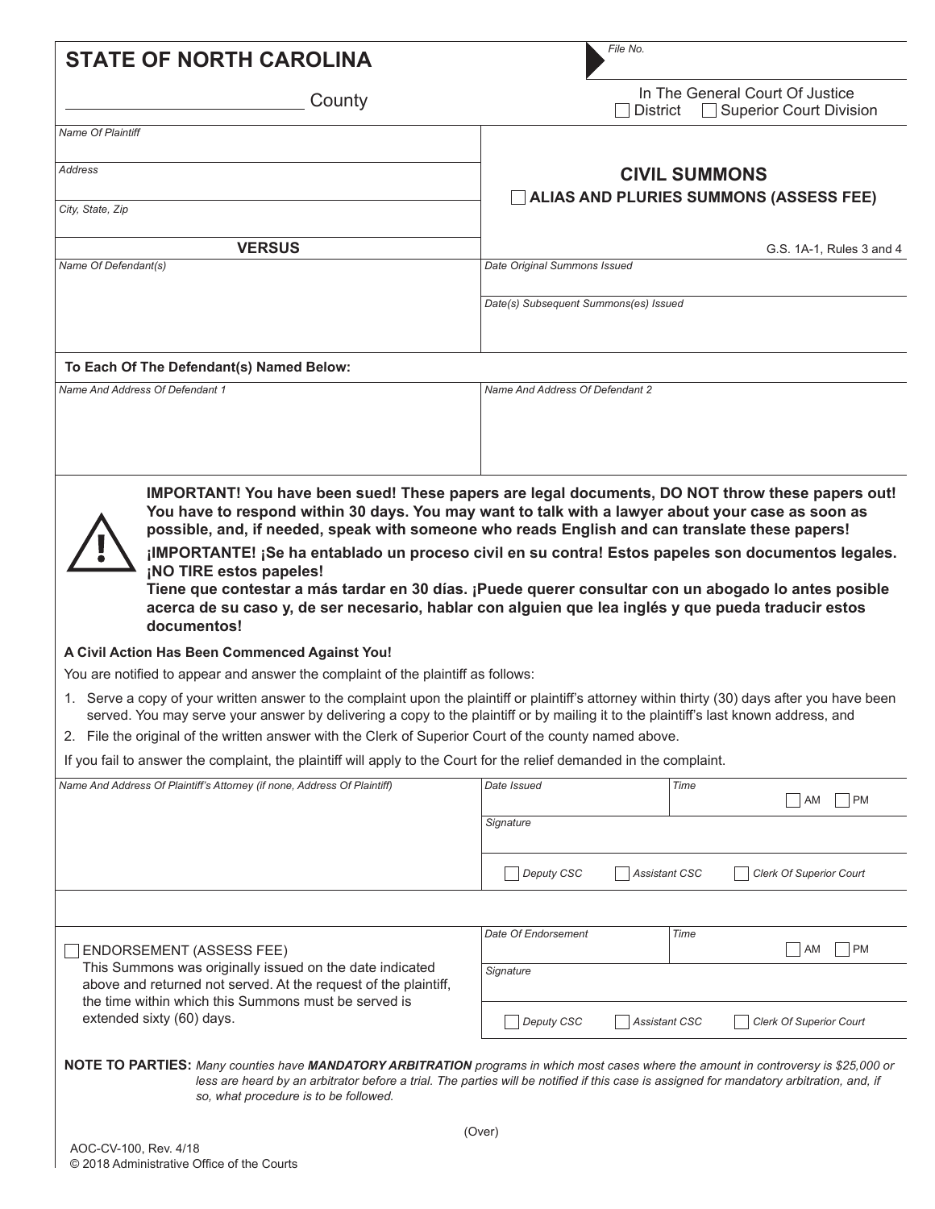**STATE OF NORTH CAROLINA**

_________________________ County

*File No.*

In The General Court Of Justice
☐ District ☐ Superior Court Division

| | |
|---|---|
| *Name Of Plaintiff* | **CIVIL SUMMONS** |
| *Address* | ☐ **ALIAS AND PLURIES SUMMONS (ASSESS FEE)** |
| *City, State, Zip* | |
| **VERSUS** | G.S. 1A-1, Rules 3 and 4 |
| *Name Of Defendant(s)* | *Date Original Summons Issued* |
| | *Date(s) Subsequent Summons(es) Issued* |

**To Each Of The Defendant(s) Named Below:**

| *Name And Address Of Defendant 1* | *Name And Address Of Defendant 2* |
|---|---|
| | |

**IMPORTANT! You have been sued! These papers are legal documents, DO NOT throw these papers out! You have to respond within 30 days. You may want to talk with a lawyer about your case as soon as possible, and, if needed, speak with someone who reads English and can translate these papers!**

**¡IMPORTANTE! ¡Se ha entablado un proceso civil en su contra! Estos papeles son documentos legales. ¡NO TIRE estos papeles!**
**Tiene que contestar a más tardar en 30 días. ¡Puede querer consultar con un abogado lo antes posible acerca de su caso y, de ser necesario, hablar con alguien que lea inglés y que pueda traducir estos documentos!**

**A Civil Action Has Been Commenced Against You!**

You are notified to appear and answer the complaint of the plaintiff as follows:

1. Serve a copy of your written answer to the complaint upon the plaintiff or plaintiff's attorney within thirty (30) days after you have been served. You may serve your answer by delivering a copy to the plaintiff or by mailing it to the plaintiff's last known address, and
2. File the original of the written answer with the Clerk of Superior Court of the county named above.

If you fail to answer the complaint, the plaintiff will apply to the Court for the relief demanded in the complaint.

| *Name And Address Of Plaintiff's Attorney (if none, Address Of Plaintiff)* | *Date Issued* | *Time* ☐ AM ☐ PM |
|---|---|---|
| | *Signature* | |
| | ☐ *Deputy CSC* ☐ *Assistant CSC* ☐ *Clerk Of Superior Court* | |

| | | |
|---|---|---|
| ☐ ENDORSEMENT (ASSESS FEE) This Summons was originally issued on the date indicated above and returned not served. At the request of the plaintiff, the time within which this Summons must be served is extended sixty (60) days. | *Date Of Endorsement* | *Time* ☐ AM ☐ PM |
| | *Signature* | |
| | ☐ *Deputy CSC* ☐ *Assistant CSC* ☐ *Clerk Of Superior Court* | |

**NOTE TO PARTIES:** *Many counties have **MANDATORY ARBITRATION** programs in which most cases where the amount in controversy is $25,000 or less are heard by an arbitrator before a trial. The parties will be notified if this case is assigned for mandatory arbitration, and, if so, what procedure is to be followed.*

(Over)

AOC-CV-100, Rev. 4/18
© 2018 Administrative Office of the Courts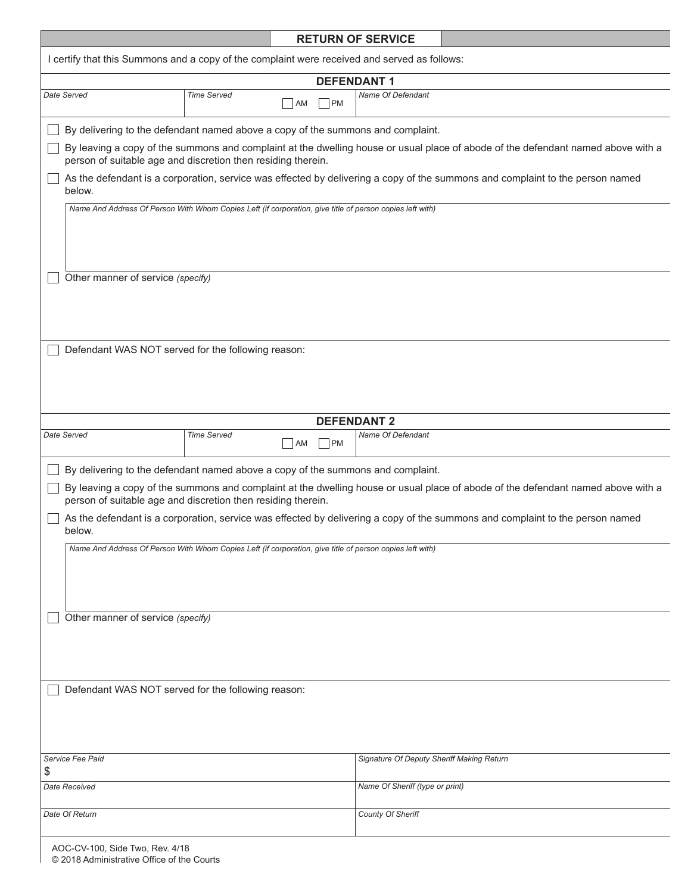## RETURN OF SERVICE

I certify that this Summons and a copy of the complaint were received and served as follows:

### DEFENDANT 1

| Date Served | Time Served ☐ AM ☐ PM | Name Of Defendant |
| --- | --- | --- |
| | | |

☐ By delivering to the defendant named above a copy of the summons and complaint.

☐ By leaving a copy of the summons and complaint at the dwelling house or usual place of abode of the defendant named above with a person of suitable age and discretion then residing therein.

☐ As the defendant is a corporation, service was effected by delivering a copy of the summons and complaint to the person named below.

*Name And Address Of Person With Whom Copies Left (if corporation, give title of person copies left with)*

☐ Other manner of service *(specify)*

☐ Defendant WAS NOT served for the following reason:

### DEFENDANT 2

| Date Served | Time Served ☐ AM ☐ PM | Name Of Defendant |
| --- | --- | --- |
| | | |

☐ By delivering to the defendant named above a copy of the summons and complaint.

☐ By leaving a copy of the summons and complaint at the dwelling house or usual place of abode of the defendant named above with a person of suitable age and discretion then residing therein.

☐ As the defendant is a corporation, service was effected by delivering a copy of the summons and complaint to the person named below.

*Name And Address Of Person With Whom Copies Left (if corporation, give title of person copies left with)*

☐ Other manner of service *(specify)*

☐ Defendant WAS NOT served for the following reason:

| | |
| --- | --- |
| *Service Fee Paid* $ | *Signature Of Deputy Sheriff Making Return* |
| *Date Received* | *Name Of Sheriff (type or print)* |
| *Date Of Return* | *County Of Sheriff* |

AOC-CV-100, Side Two, Rev. 4/18
© 2018 Administrative Office of the Courts